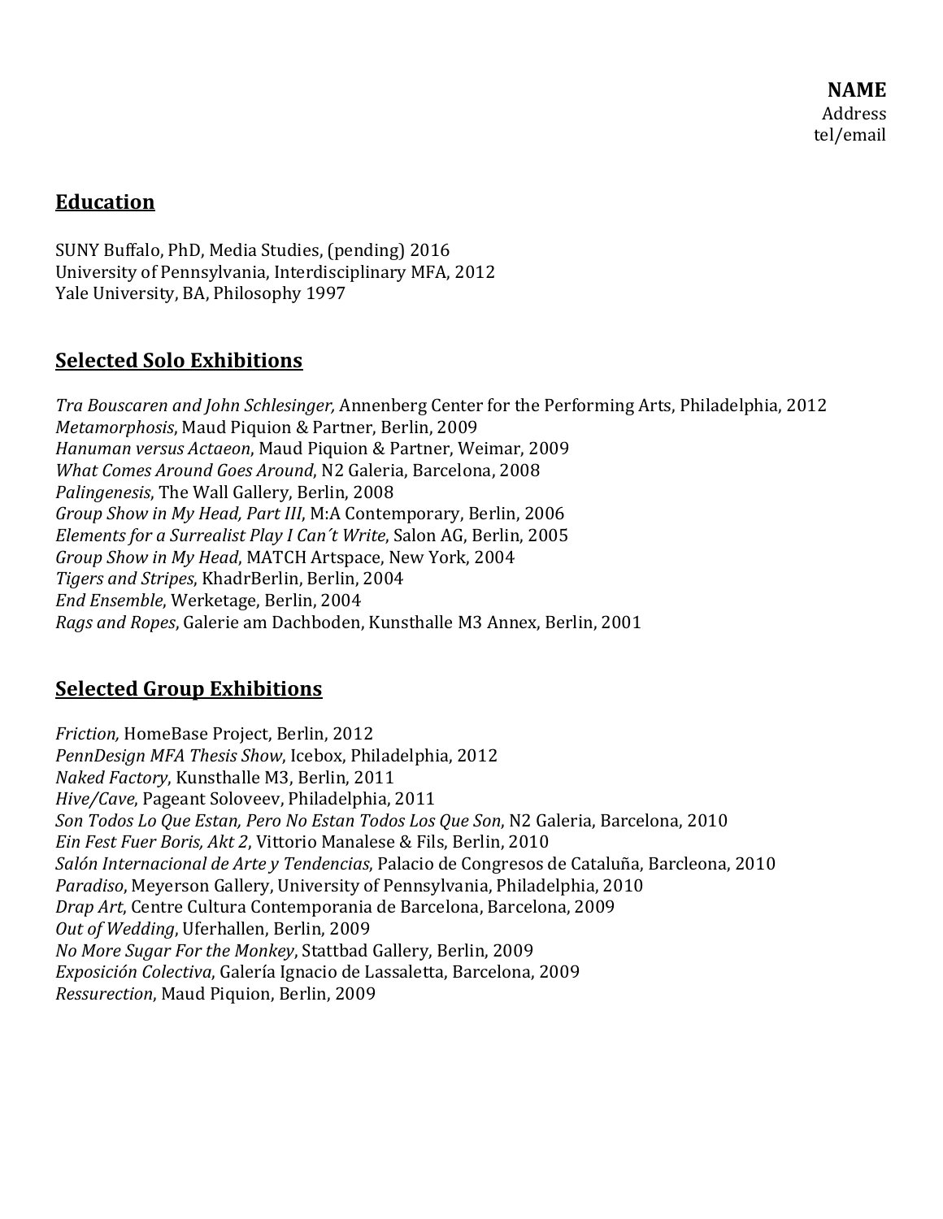**NAME**
Address
tel/email

## Education

SUNY Buffalo, PhD, Media Studies, (pending) 2016
University of Pennsylvania, Interdisciplinary MFA, 2012
Yale University, BA, Philosophy 1997

## Selected Solo Exhibitions

*Tra Bouscaren and John Schlesinger,* Annenberg Center for the Performing Arts, Philadelphia, 2012
*Metamorphosis*, Maud Piquion & Partner, Berlin, 2009
*Hanuman versus Actaeon*, Maud Piquion & Partner, Weimar, 2009
*What Comes Around Goes Around*, N2 Galeria, Barcelona, 2008
*Palingenesis*, The Wall Gallery, Berlin, 2008
*Group Show in My Head, Part III*, M:A Contemporary, Berlin, 2006
*Elements for a Surrealist Play I Can´t Write*, Salon AG, Berlin, 2005
*Group Show in My Head*, MATCH Artspace, New York, 2004
*Tigers and Stripes*, KhadrBerlin, Berlin, 2004
*End Ensemble*, Werketage, Berlin, 2004
*Rags and Ropes*, Galerie am Dachboden, Kunsthalle M3 Annex, Berlin, 2001

## Selected Group Exhibitions

*Friction,* HomeBase Project, Berlin, 2012
*PennDesign MFA Thesis Show*, Icebox, Philadelphia, 2012
*Naked Factory*, Kunsthalle M3, Berlin, 2011
*Hive/Cave*, Pageant Soloveev, Philadelphia, 2011
*Son Todos Lo Que Estan, Pero No Estan Todos Los Que Son*, N2 Galeria, Barcelona, 2010
*Ein Fest Fuer Boris, Akt 2*, Vittorio Manalese & Fils, Berlin, 2010
*Salón Internacional de Arte y Tendencias*, Palacio de Congresos de Cataluña, Barcleona, 2010
*Paradiso*, Meyerson Gallery, University of Pennsylvania, Philadelphia, 2010
*Drap Art*, Centre Cultura Contemporania de Barcelona, Barcelona, 2009
*Out of Wedding*, Uferhallen, Berlin, 2009
*No More Sugar For the Monkey*, Stattbad Gallery, Berlin, 2009
*Exposición Colectiva*, Galería Ignacio de Lassaletta, Barcelona, 2009
*Ressurection*, Maud Piquion, Berlin, 2009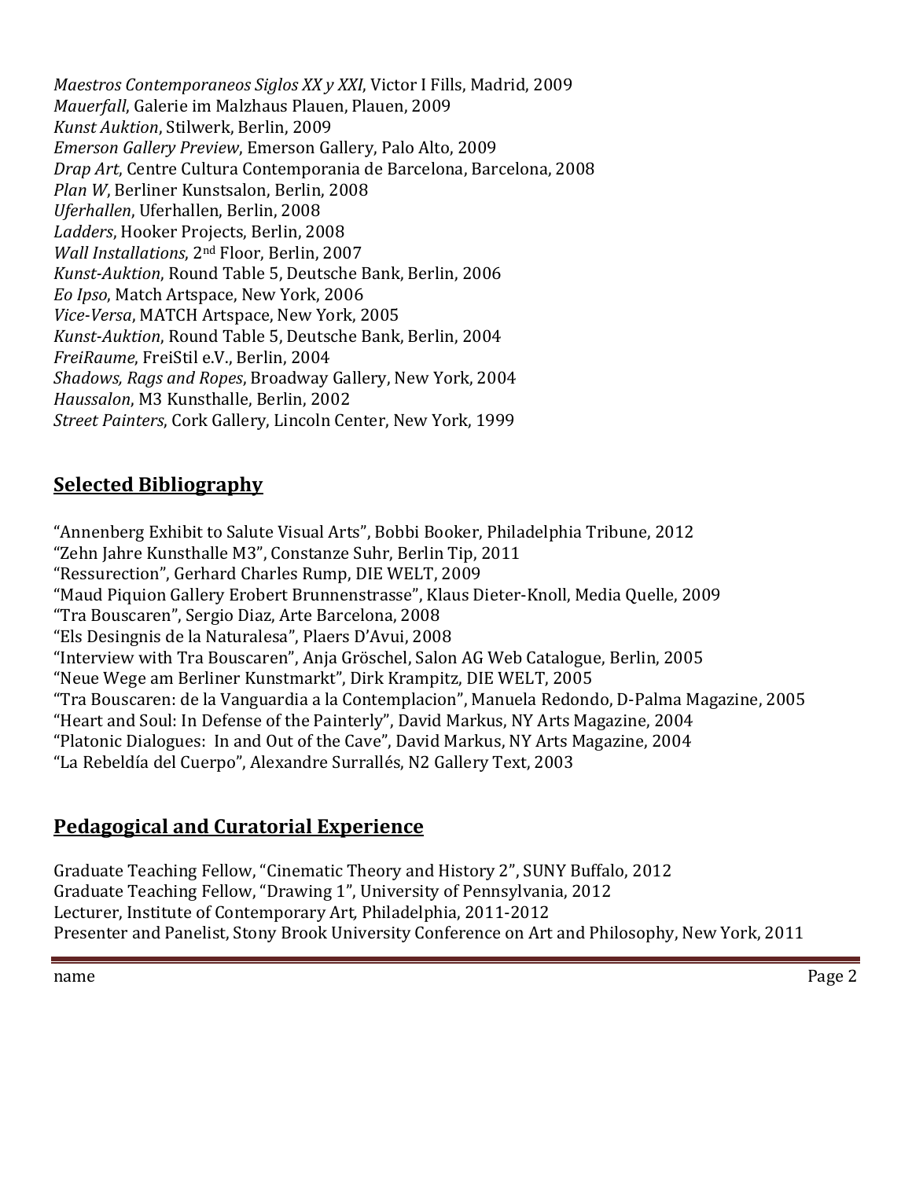*Maestros Contemporaneos Siglos XX y XXI*, Victor I Fills, Madrid, 2009
*Mauerfall*, Galerie im Malzhaus Plauen, Plauen, 2009
*Kunst Auktion*, Stilwerk, Berlin, 2009
*Emerson Gallery Preview*, Emerson Gallery, Palo Alto, 2009
*Drap Art*, Centre Cultura Contemporania de Barcelona, Barcelona, 2008
*Plan W*, Berliner Kunstsalon, Berlin, 2008
*Uferhallen*, Uferhallen, Berlin, 2008
*Ladders*, Hooker Projects, Berlin, 2008
*Wall Installations*, 2nd Floor, Berlin, 2007
*Kunst-Auktion*, Round Table 5, Deutsche Bank, Berlin, 2006
*Eo Ipso*, Match Artspace, New York, 2006
*Vice-Versa*, MATCH Artspace, New York, 2005
*Kunst-Auktion*, Round Table 5, Deutsche Bank, Berlin, 2004
*FreiRaume*, FreiStil e.V., Berlin, 2004
*Shadows, Rags and Ropes*, Broadway Gallery, New York, 2004
*Haussalon*, M3 Kunsthalle, Berlin, 2002
*Street Painters*, Cork Gallery, Lincoln Center, New York, 1999

## Selected Bibliography

"Annenberg Exhibit to Salute Visual Arts", Bobbi Booker, Philadelphia Tribune, 2012
"Zehn Jahre Kunsthalle M3", Constanze Suhr, Berlin Tip, 2011
"Ressurection", Gerhard Charles Rump, DIE WELT, 2009
"Maud Piquion Gallery Erobert Brunnenstrasse", Klaus Dieter-Knoll, Media Quelle, 2009
"Tra Bouscaren", Sergio Diaz, Arte Barcelona, 2008
"Els Desingnis de la Naturalesa", Plaers D'Avui, 2008
"Interview with Tra Bouscaren", Anja Gröschel, Salon AG Web Catalogue, Berlin, 2005
"Neue Wege am Berliner Kunstmarkt", Dirk Krampitz, DIE WELT, 2005
"Tra Bouscaren: de la Vanguardia a la Contemplacion", Manuela Redondo, D-Palma Magazine, 2005
"Heart and Soul: In Defense of the Painterly", David Markus, NY Arts Magazine, 2004
"Platonic Dialogues: In and Out of the Cave", David Markus, NY Arts Magazine, 2004
"La Rebeldía del Cuerpo", Alexandre Surrallés, N2 Gallery Text, 2003

## Pedagogical and Curatorial Experience

Graduate Teaching Fellow, "Cinematic Theory and History 2", SUNY Buffalo, 2012
Graduate Teaching Fellow, "Drawing 1", University of Pennsylvania, 2012
Lecturer, Institute of Contemporary Art*,* Philadelphia, 2011-2012
Presenter and Panelist, Stony Brook University Conference on Art and Philosophy, New York, 2011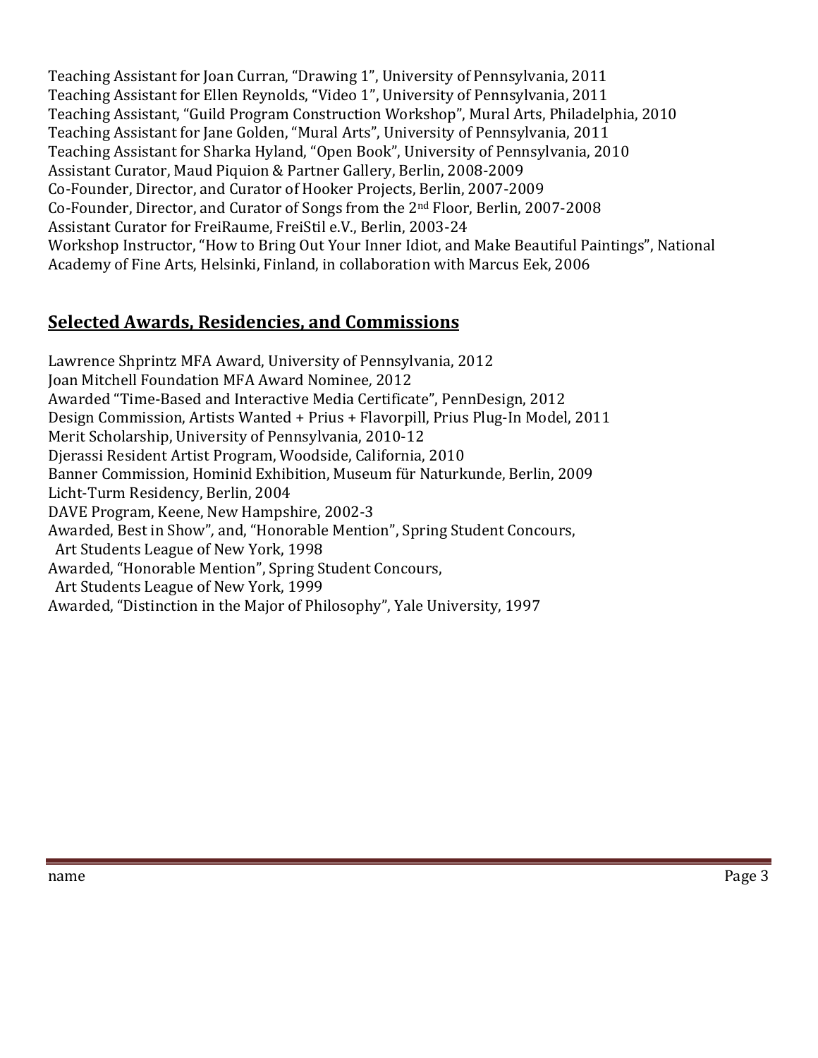Teaching Assistant for Joan Curran, “Drawing 1”, University of Pennsylvania, 2011
Teaching Assistant for Ellen Reynolds, “Video 1”, University of Pennsylvania, 2011
Teaching Assistant, “Guild Program Construction Workshop”, Mural Arts, Philadelphia, 2010
Teaching Assistant for Jane Golden, “Mural Arts”, University of Pennsylvania, 2011
Teaching Assistant for Sharka Hyland, “Open Book”, University of Pennsylvania, 2010
Assistant Curator, Maud Piquion & Partner Gallery, Berlin, 2008-2009
Co-Founder, Director, and Curator of Hooker Projects, Berlin, 2007-2009
Co-Founder, Director, and Curator of Songs from the 2nd Floor, Berlin, 2007-2008
Assistant Curator for FreiRaume, FreiStil e.V., Berlin, 2003-24
Workshop Instructor, “How to Bring Out Your Inner Idiot, and Make Beautiful Paintings”, National Academy of Fine Arts, Helsinki, Finland, in collaboration with Marcus Eek, 2006

## Selected Awards, Residencies, and Commissions

Lawrence Shprintz MFA Award, University of Pennsylvania, 2012
Joan Mitchell Foundation MFA Award Nominee, 2012
Awarded “Time-Based and Interactive Media Certificate”, PennDesign, 2012
Design Commission, Artists Wanted + Prius + Flavorpill, Prius Plug-In Model, 2011
Merit Scholarship, University of Pennsylvania, 2010-12
Djerassi Resident Artist Program, Woodside, California, 2010
Banner Commission, Hominid Exhibition, Museum für Naturkunde, Berlin, 2009
Licht-Turm Residency, Berlin, 2004
DAVE Program, Keene, New Hampshire, 2002-3
Awarded, Best in Show”, and, “Honorable Mention”, Spring Student Concours, Art Students League of New York, 1998
Awarded, “Honorable Mention”, Spring Student Concours, Art Students League of New York, 1999
Awarded, “Distinction in the Major of Philosophy”, Yale University, 1997